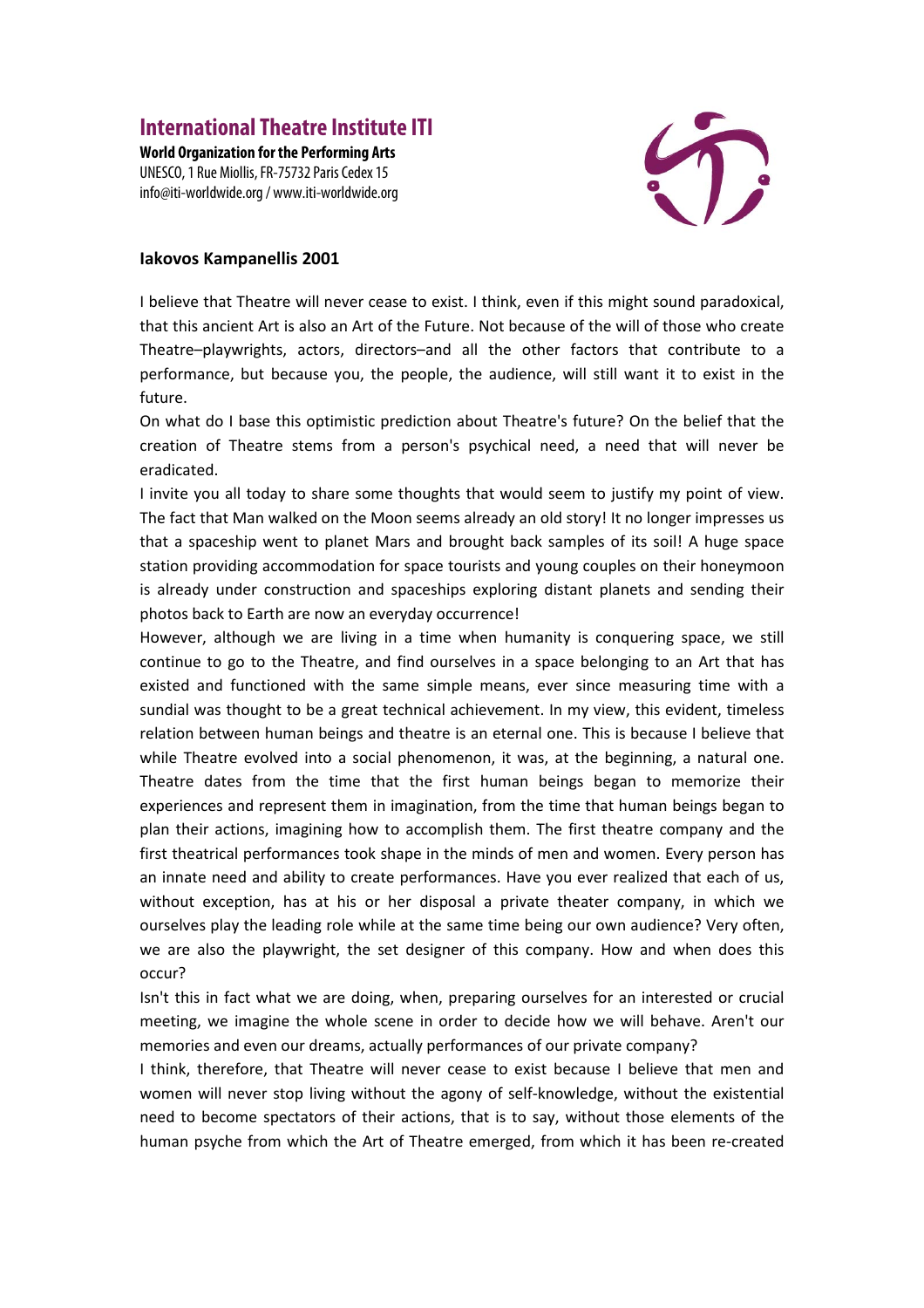# International Theatre Institute ITI

**World Organization for the Performing Arts**
UNESCO, 1 Rue Miollis, FR-75732 Paris Cedex 15
info@iti-worldwide.org / www.iti-worldwide.org

## Iakovos Kampanellis 2001

I believe that Theatre will never cease to exist. I think, even if this might sound paradoxical, that this ancient Art is also an Art of the Future. Not because of the will of those who create Theatre–playwrights, actors, directors–and all the other factors that contribute to a performance, but because you, the people, the audience, will still want it to exist in the future.

On what do I base this optimistic prediction about Theatre's future? On the belief that the creation of Theatre stems from a person's psychical need, a need that will never be eradicated.

I invite you all today to share some thoughts that would seem to justify my point of view. The fact that Man walked on the Moon seems already an old story! It no longer impresses us that a spaceship went to planet Mars and brought back samples of its soil! A huge space station providing accommodation for space tourists and young couples on their honeymoon is already under construction and spaceships exploring distant planets and sending their photos back to Earth are now an everyday occurrence!

However, although we are living in a time when humanity is conquering space, we still continue to go to the Theatre, and find ourselves in a space belonging to an Art that has existed and functioned with the same simple means, ever since measuring time with a sundial was thought to be a great technical achievement. In my view, this evident, timeless relation between human beings and theatre is an eternal one. This is because I believe that while Theatre evolved into a social phenomenon, it was, at the beginning, a natural one. Theatre dates from the time that the first human beings began to memorize their experiences and represent them in imagination, from the time that human beings began to plan their actions, imagining how to accomplish them. The first theatre company and the first theatrical performances took shape in the minds of men and women. Every person has an innate need and ability to create performances. Have you ever realized that each of us, without exception, has at his or her disposal a private theater company, in which we ourselves play the leading role while at the same time being our own audience? Very often, we are also the playwright, the set designer of this company. How and when does this occur?

Isn't this in fact what we are doing, when, preparing ourselves for an interested or crucial meeting, we imagine the whole scene in order to decide how we will behave. Aren't our memories and even our dreams, actually performances of our private company?

I think, therefore, that Theatre will never cease to exist because I believe that men and women will never stop living without the agony of self-knowledge, without the existential need to become spectators of their actions, that is to say, without those elements of the human psyche from which the Art of Theatre emerged, from which it has been re-created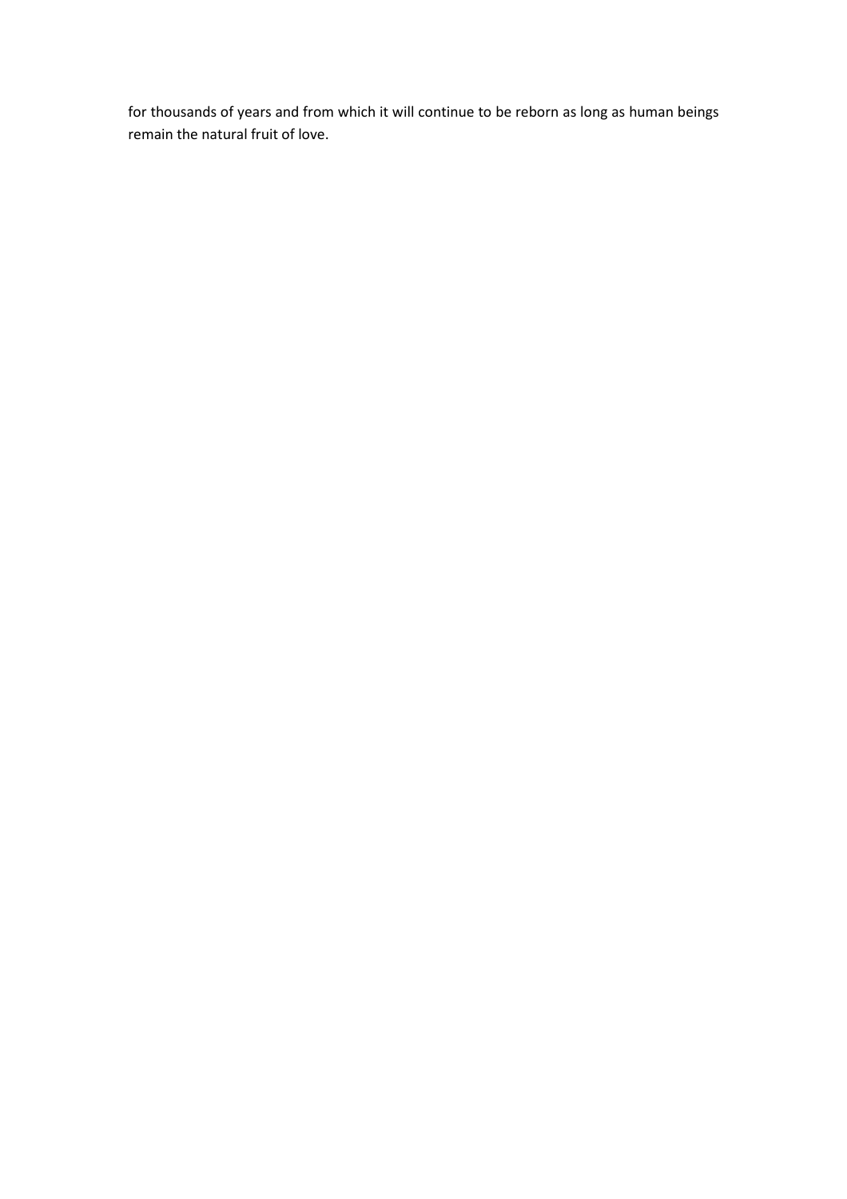for thousands of years and from which it will continue to be reborn as long as human beings remain the natural fruit of love.